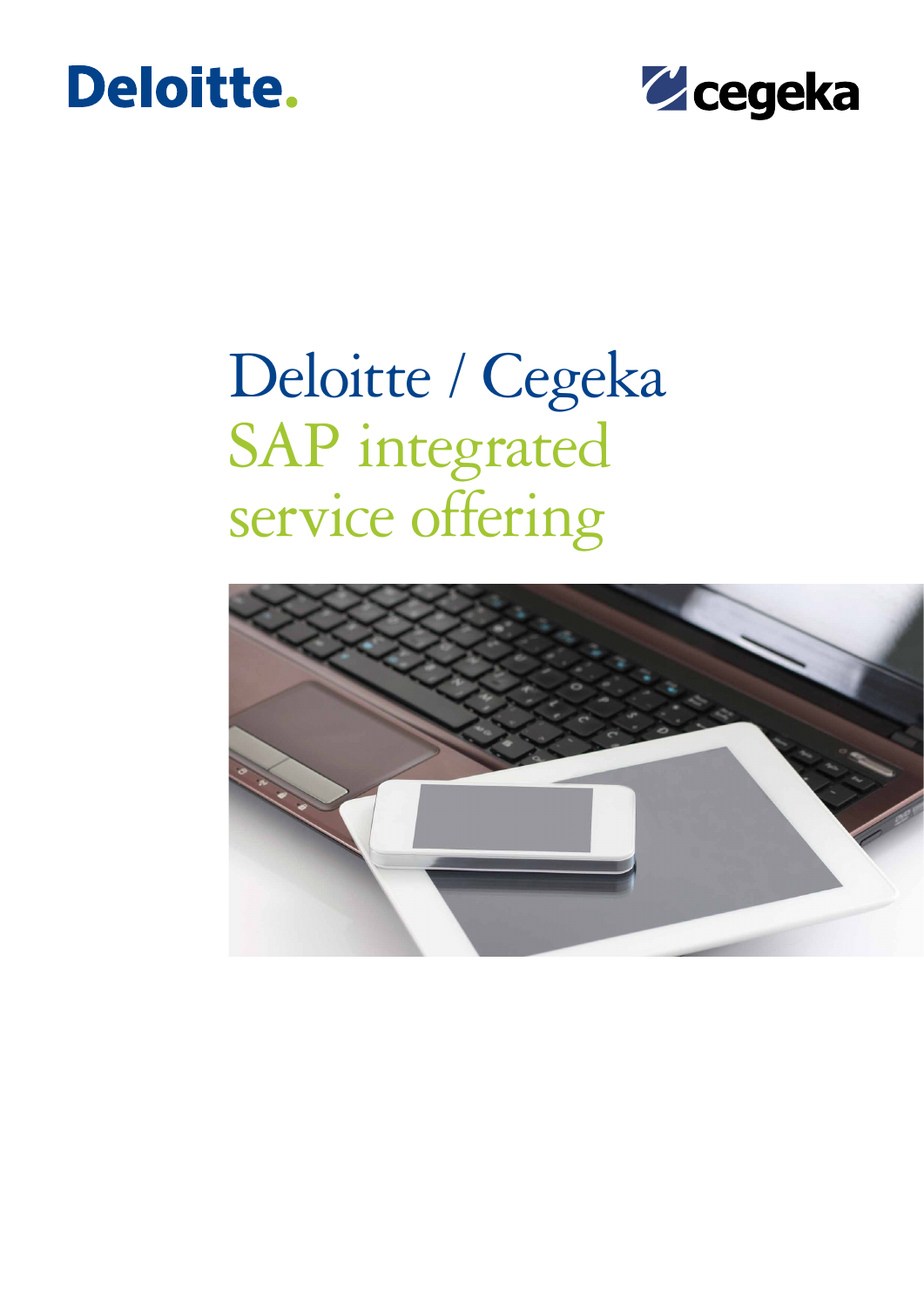Deloitte.

cegeka

# Deloitte / Cegeka SAP integrated service offering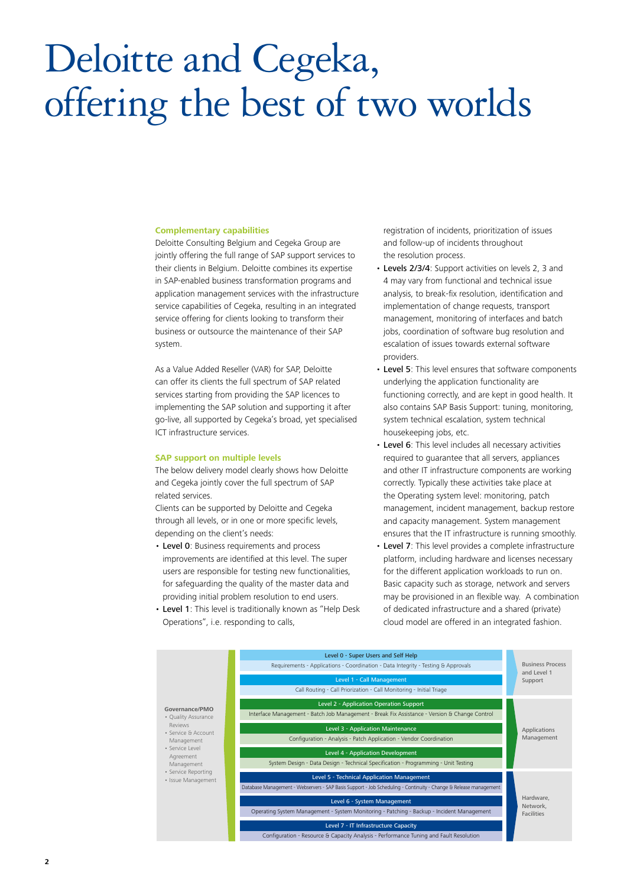# Deloitte and Cegeka, offering the best of two worlds

### Complementary capabilities

Deloitte Consulting Belgium and Cegeka Group are jointly offering the full range of SAP support services to their clients in Belgium. Deloitte combines its expertise in SAP-enabled business transformation programs and application management services with the infrastructure service capabilities of Cegeka, resulting in an integrated service offering for clients looking to transform their business or outsource the maintenance of their SAP system.

As a Value Added Reseller (VAR) for SAP, Deloitte can offer its clients the full spectrum of SAP related services starting from providing the SAP licences to implementing the SAP solution and supporting it after go-live, all supported by Cegeka's broad, yet specialised ICT infrastructure services.

### SAP support on multiple levels

The below delivery model clearly shows how Deloitte and Cegeka jointly cover the full spectrum of SAP related services.

Clients can be supported by Deloitte and Cegeka through all levels, or in one or more specific levels, depending on the client's needs:

- **Level 0**: Business requirements and process improvements are identified at this level. The super users are responsible for testing new functionalities, for safeguarding the quality of the master data and providing initial problem resolution to end users.
- **Level 1**: This level is traditionally known as "Help Desk Operations", i.e. responding to calls, registration of incidents, prioritization of issues and follow-up of incidents throughout the resolution process.
- **Levels 2/3/4**: Support activities on levels 2, 3 and 4 may vary from functional and technical issue analysis, to break-fix resolution, identification and implementation of change requests, transport management, monitoring of interfaces and batch jobs, coordination of software bug resolution and escalation of issues towards external software providers.
- **Level 5**: This level ensures that software components underlying the application functionality are functioning correctly, and are kept in good health. It also contains SAP Basis Support: tuning, monitoring, system technical escalation, system technical housekeeping jobs, etc.
- **Level 6**: This level includes all necessary activities required to guarantee that all servers, appliances and other IT infrastructure components are working correctly. Typically these activities take place at the Operating system level: monitoring, patch management, incident management, backup restore and capacity management. System management ensures that the IT infrastructure is running smoothly.
- **Level 7**: This level provides a complete infrastructure platform, including hardware and licenses necessary for the different application workloads to run on. Basic capacity such as storage, network and servers may be provisioned in an flexible way. A combination of dedicated infrastructure and a shared (private) cloud model are offered in an integrated fashion.

| Governance/PMO | Level | Activities | Area |
|---|---|---|---|
| • Quality Assurance Reviews<br>• Service & Account Management<br>• Service Level Agreement Management<br>• Service Reporting<br>• Issue Management | Level 0 - Super Users and Self Help | Requirements - Applications - Coordination - Data Integrity - Testing & Approvals | Business Process and Level 1 Support |
| | Level 1 - Call Management | Call Routing - Call Priorization - Call Monitoring - Initial Triage | Business Process and Level 1 Support |
| | Level 2 - Application Operation Support | Interface Management - Batch Job Management - Break Fix Assistance - Version & Change Control | Applications Management |
| | Level 3 - Application Maintenance | Configuration - Analysis - Patch Application - Vendor Coordination | Applications Management |
| | Level 4 - Application Development | System Design - Data Design - Technical Specification - Programming - Unit Testing | Applications Management |
| | Level 5 - Technical Application Management | Database Management - Webservers - SAP Basis Support - Job Scheduling - Continuity - Change & Release management | Hardware, Network, Facilities |
| | Level 6 - System Management | Operating System Management - System Monitoring - Patching - Backup - Incident Management | Hardware, Network, Facilities |
| | Level 7 - IT Infrastructure Capacity | Configuration - Resource & Capacity Analysis - Performance Tuning and Fault Resolution | Hardware, Network, Facilities |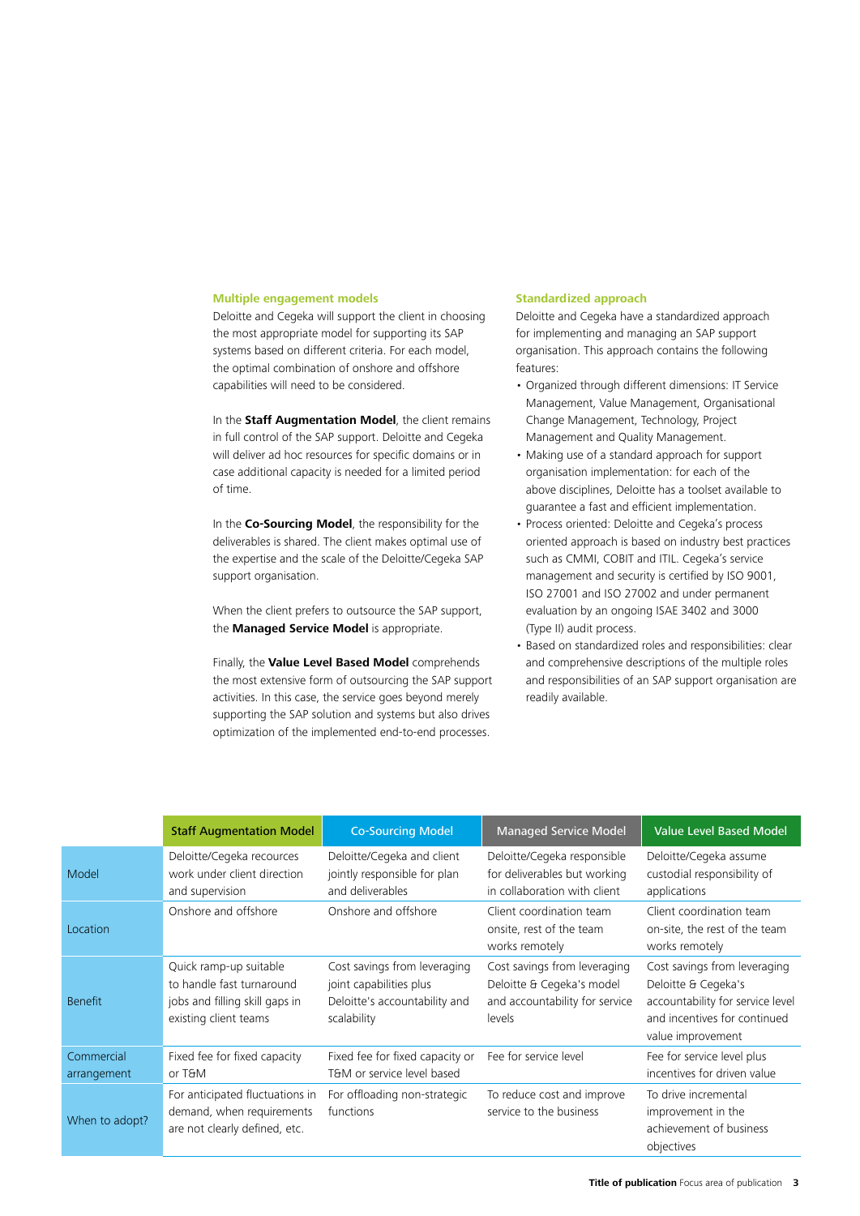### Multiple engagement models

Deloitte and Cegeka will support the client in choosing the most appropriate model for supporting its SAP systems based on different criteria. For each model, the optimal combination of onshore and offshore capabilities will need to be considered.

In the **Staff Augmentation Model**, the client remains in full control of the SAP support. Deloitte and Cegeka will deliver ad hoc resources for specific domains or in case additional capacity is needed for a limited period of time.

In the **Co-Sourcing Model**, the responsibility for the deliverables is shared. The client makes optimal use of the expertise and the scale of the Deloitte/Cegeka SAP support organisation.

When the client prefers to outsource the SAP support, the **Managed Service Model** is appropriate.

Finally, the **Value Level Based Model** comprehends the most extensive form of outsourcing the SAP support activities. In this case, the service goes beyond merely supporting the SAP solution and systems but also drives optimization of the implemented end-to-end processes.

### Standardized approach

Deloitte and Cegeka have a standardized approach for implementing and managing an SAP support organisation. This approach contains the following features:

- Organized through different dimensions: IT Service Management, Value Management, Organisational Change Management, Technology, Project Management and Quality Management.
- Making use of a standard approach for support organisation implementation: for each of the above disciplines, Deloitte has a toolset available to guarantee a fast and efficient implementation.
- Process oriented: Deloitte and Cegeka's process oriented approach is based on industry best practices such as CMMI, COBIT and ITIL. Cegeka's service management and security is certified by ISO 9001, ISO 27001 and ISO 27002 and under permanent evaluation by an ongoing ISAE 3402 and 3000 (Type II) audit process.
- Based on standardized roles and responsibilities: clear and comprehensive descriptions of the multiple roles and responsibilities of an SAP support organisation are readily available.

| | Staff Augmentation Model | Co-Sourcing Model | Managed Service Model | Value Level Based Model |
|---|---|---|---|---|
| Model | Deloitte/Cegeka recources work under client direction and supervision | Deloitte/Cegeka and client jointly responsible for plan and deliverables | Deloitte/Cegeka responsible for deliverables but working in collaboration with client | Deloitte/Cegeka assume custodial responsibility of applications |
| Location | Onshore and offshore | Onshore and offshore | Client coordination team onsite, rest of the team works remotely | Client coordination team on-site, the rest of the team works remotely |
| Benefit | Quick ramp-up suitable to handle fast turnaround jobs and filling skill gaps in existing client teams | Cost savings from leveraging joint capabilities plus Deloitte's accountability and scalability | Cost savings from leveraging Deloitte & Cegeka's model and accountability for service levels | Cost savings from leveraging Deloitte & Cegeka's accountability for service level and incentives for continued value improvement |
| Commercial arrangement | Fixed fee for fixed capacity or T&M | Fixed fee for fixed capacity or T&M or service level based | Fee for service level | Fee for service level plus incentives for driven value |
| When to adopt? | For anticipated fluctuations in demand, when requirements are not clearly defined, etc. | For offloading non-strategic functions | To reduce cost and improve service to the business | To drive incremental improvement in the achievement of business objectives |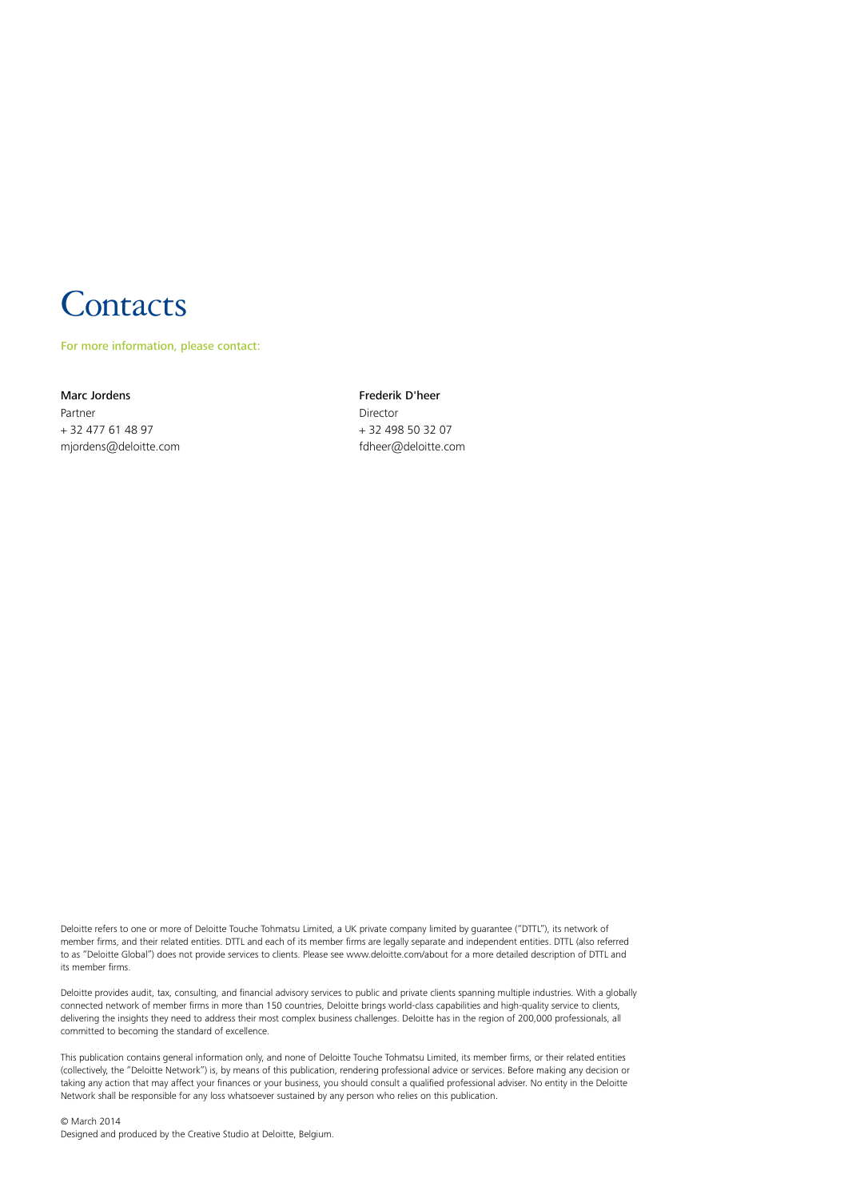# Contacts

For more information, please contact:

**Marc Jordens**
Partner
+ 32 477 61 48 97
mjordens@deloitte.com

**Frederik D'heer**
Director
+ 32 498 50 32 07
fdheer@deloitte.com

Deloitte refers to one or more of Deloitte Touche Tohmatsu Limited, a UK private company limited by guarantee ("DTTL"), its network of member firms, and their related entities. DTTL and each of its member firms are legally separate and independent entities. DTTL (also referred to as "Deloitte Global") does not provide services to clients. Please see www.deloitte.com/about for a more detailed description of DTTL and its member firms.

Deloitte provides audit, tax, consulting, and financial advisory services to public and private clients spanning multiple industries. With a globally connected network of member firms in more than 150 countries, Deloitte brings world-class capabilities and high-quality service to clients, delivering the insights they need to address their most complex business challenges. Deloitte has in the region of 200,000 professionals, all committed to becoming the standard of excellence.

This publication contains general information only, and none of Deloitte Touche Tohmatsu Limited, its member firms, or their related entities (collectively, the "Deloitte Network") is, by means of this publication, rendering professional advice or services. Before making any decision or taking any action that may affect your finances or your business, you should consult a qualified professional adviser. No entity in the Deloitte Network shall be responsible for any loss whatsoever sustained by any person who relies on this publication.

© March 2014
Designed and produced by the Creative Studio at Deloitte, Belgium.